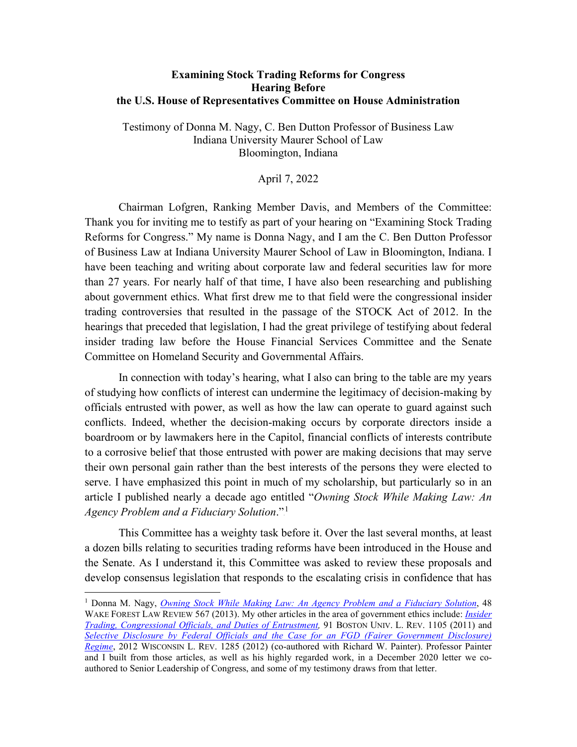**Examining Stock Trading Reforms for Congress**
**Hearing Before**
**the U.S. House of Representatives Committee on House Administration**

Testimony of Donna M. Nagy, C. Ben Dutton Professor of Business Law
Indiana University Maurer School of Law
Bloomington, Indiana

April 7, 2022

Chairman Lofgren, Ranking Member Davis, and Members of the Committee: Thank you for inviting me to testify as part of your hearing on "Examining Stock Trading Reforms for Congress." My name is Donna Nagy, and I am the C. Ben Dutton Professor of Business Law at Indiana University Maurer School of Law in Bloomington, Indiana. I have been teaching and writing about corporate law and federal securities law for more than 27 years. For nearly half of that time, I have also been researching and publishing about government ethics. What first drew me to that field were the congressional insider trading controversies that resulted in the passage of the STOCK Act of 2012. In the hearings that preceded that legislation, I had the great privilege of testifying about federal insider trading law before the House Financial Services Committee and the Senate Committee on Homeland Security and Governmental Affairs.

In connection with today's hearing, what I also can bring to the table are my years of studying how conflicts of interest can undermine the legitimacy of decision-making by officials entrusted with power, as well as how the law can operate to guard against such conflicts. Indeed, whether the decision-making occurs by corporate directors inside a boardroom or by lawmakers here in the Capitol, financial conflicts of interests contribute to a corrosive belief that those entrusted with power are making decisions that may serve their own personal gain rather than the best interests of the persons they were elected to serve. I have emphasized this point in much of my scholarship, but particularly so in an article I published nearly a decade ago entitled "*Owning Stock While Making Law: An Agency Problem and a Fiduciary Solution*."[1]

This Committee has a weighty task before it. Over the last several months, at least a dozen bills relating to securities trading reforms have been introduced in the House and the Senate. As I understand it, this Committee was asked to review these proposals and develop consensus legislation that responds to the escalating crisis in confidence that has

---

[1] Donna M. Nagy, *Owning Stock While Making Law: An Agency Problem and a Fiduciary Solution*, 48 WAKE FOREST LAW REVIEW 567 (2013). My other articles in the area of government ethics include: *Insider Trading, Congressional Officials, and Duties of Entrustment,* 91 BOSTON UNIV. L. REV. 1105 (2011) and *Selective Disclosure by Federal Officials and the Case for an FGD (Fairer Government Disclosure) Regime*, 2012 WISCONSIN L. REV. 1285 (2012) (co-authored with Richard W. Painter). Professor Painter and I built from those articles, as well as his highly regarded work, in a December 2020 letter we co-authored to Senior Leadership of Congress, and some of my testimony draws from that letter.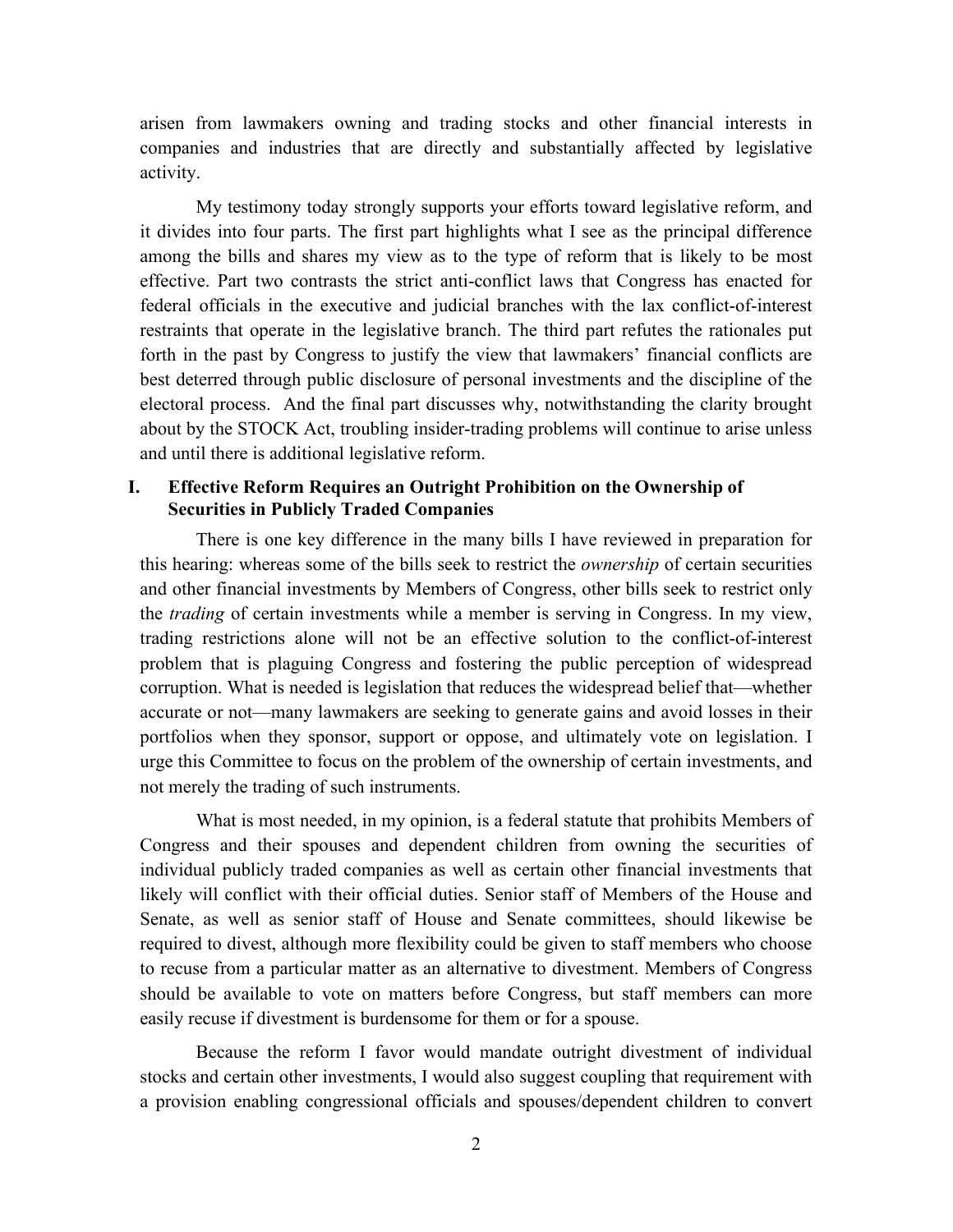arisen from lawmakers owning and trading stocks and other financial interests in companies and industries that are directly and substantially affected by legislative activity.

My testimony today strongly supports your efforts toward legislative reform, and it divides into four parts. The first part highlights what I see as the principal difference among the bills and shares my view as to the type of reform that is likely to be most effective. Part two contrasts the strict anti-conflict laws that Congress has enacted for federal officials in the executive and judicial branches with the lax conflict-of-interest restraints that operate in the legislative branch. The third part refutes the rationales put forth in the past by Congress to justify the view that lawmakers' financial conflicts are best deterred through public disclosure of personal investments and the discipline of the electoral process. And the final part discusses why, notwithstanding the clarity brought about by the STOCK Act, troubling insider-trading problems will continue to arise unless and until there is additional legislative reform.

## I. Effective Reform Requires an Outright Prohibition on the Ownership of Securities in Publicly Traded Companies

There is one key difference in the many bills I have reviewed in preparation for this hearing: whereas some of the bills seek to restrict the *ownership* of certain securities and other financial investments by Members of Congress, other bills seek to restrict only the *trading* of certain investments while a member is serving in Congress. In my view, trading restrictions alone will not be an effective solution to the conflict-of-interest problem that is plaguing Congress and fostering the public perception of widespread corruption. What is needed is legislation that reduces the widespread belief that—whether accurate or not—many lawmakers are seeking to generate gains and avoid losses in their portfolios when they sponsor, support or oppose, and ultimately vote on legislation. I urge this Committee to focus on the problem of the ownership of certain investments, and not merely the trading of such instruments.

What is most needed, in my opinion, is a federal statute that prohibits Members of Congress and their spouses and dependent children from owning the securities of individual publicly traded companies as well as certain other financial investments that likely will conflict with their official duties. Senior staff of Members of the House and Senate, as well as senior staff of House and Senate committees, should likewise be required to divest, although more flexibility could be given to staff members who choose to recuse from a particular matter as an alternative to divestment. Members of Congress should be available to vote on matters before Congress, but staff members can more easily recuse if divestment is burdensome for them or for a spouse.

Because the reform I favor would mandate outright divestment of individual stocks and certain other investments, I would also suggest coupling that requirement with a provision enabling congressional officials and spouses/dependent children to convert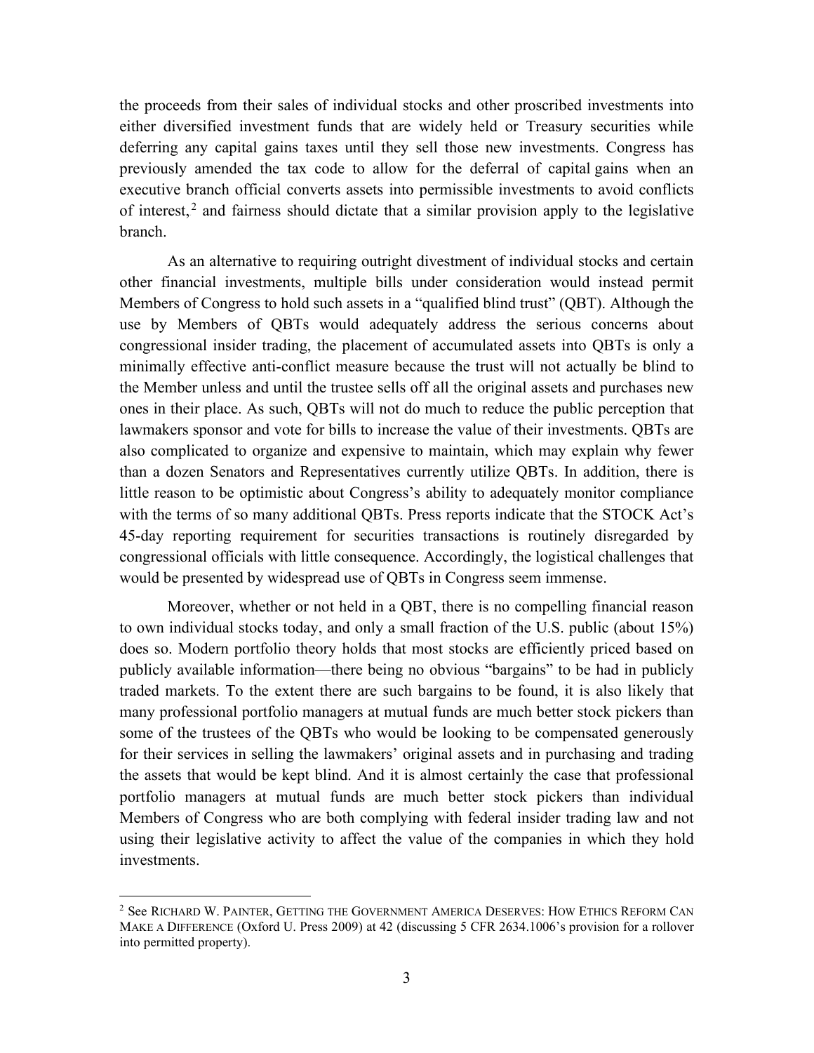the proceeds from their sales of individual stocks and other proscribed investments into either diversified investment funds that are widely held or Treasury securities while deferring any capital gains taxes until they sell those new investments. Congress has previously amended the tax code to allow for the deferral of capital gains when an executive branch official converts assets into permissible investments to avoid conflicts of interest,[2] and fairness should dictate that a similar provision apply to the legislative branch.

As an alternative to requiring outright divestment of individual stocks and certain other financial investments, multiple bills under consideration would instead permit Members of Congress to hold such assets in a "qualified blind trust" (QBT). Although the use by Members of QBTs would adequately address the serious concerns about congressional insider trading, the placement of accumulated assets into QBTs is only a minimally effective anti-conflict measure because the trust will not actually be blind to the Member unless and until the trustee sells off all the original assets and purchases new ones in their place. As such, QBTs will not do much to reduce the public perception that lawmakers sponsor and vote for bills to increase the value of their investments. QBTs are also complicated to organize and expensive to maintain, which may explain why fewer than a dozen Senators and Representatives currently utilize QBTs. In addition, there is little reason to be optimistic about Congress's ability to adequately monitor compliance with the terms of so many additional QBTs. Press reports indicate that the STOCK Act's 45-day reporting requirement for securities transactions is routinely disregarded by congressional officials with little consequence. Accordingly, the logistical challenges that would be presented by widespread use of QBTs in Congress seem immense.

Moreover, whether or not held in a QBT, there is no compelling financial reason to own individual stocks today, and only a small fraction of the U.S. public (about 15%) does so. Modern portfolio theory holds that most stocks are efficiently priced based on publicly available information—there being no obvious "bargains" to be had in publicly traded markets. To the extent there are such bargains to be found, it is also likely that many professional portfolio managers at mutual funds are much better stock pickers than some of the trustees of the QBTs who would be looking to be compensated generously for their services in selling the lawmakers' original assets and in purchasing and trading the assets that would be kept blind. And it is almost certainly the case that professional portfolio managers at mutual funds are much better stock pickers than individual Members of Congress who are both complying with federal insider trading law and not using their legislative activity to affect the value of the companies in which they hold investments.

[2] See RICHARD W. PAINTER, GETTING THE GOVERNMENT AMERICA DESERVES: HOW ETHICS REFORM CAN MAKE A DIFFERENCE (Oxford U. Press 2009) at 42 (discussing 5 CFR 2634.1006's provision for a rollover into permitted property).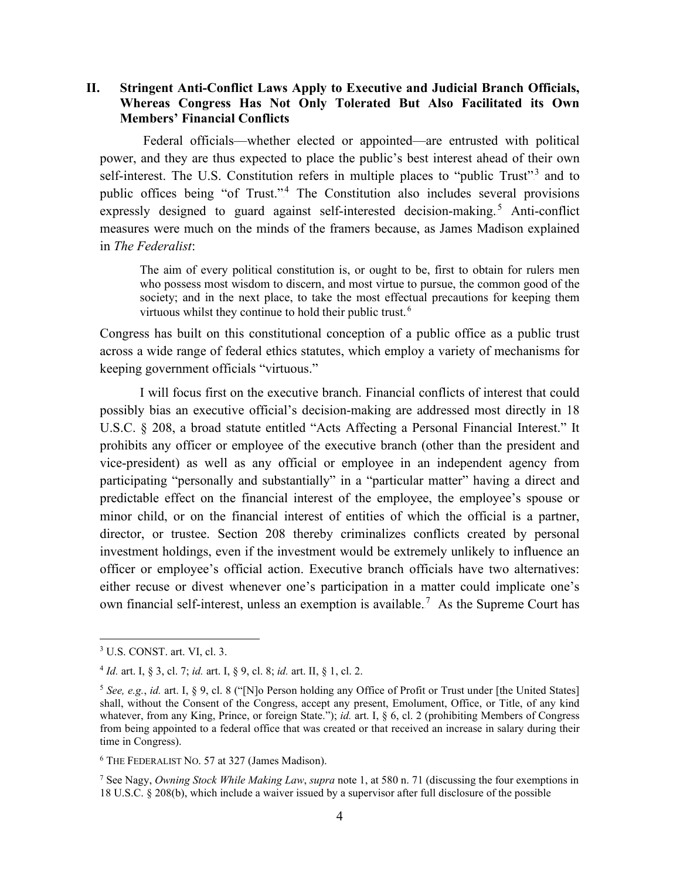## II. Stringent Anti-Conflict Laws Apply to Executive and Judicial Branch Officials, Whereas Congress Has Not Only Tolerated But Also Facilitated its Own Members' Financial Conflicts

Federal officials—whether elected or appointed—are entrusted with political power, and they are thus expected to place the public's best interest ahead of their own self-interest. The U.S. Constitution refers in multiple places to "public Trust"[3] and to public offices being "of Trust."[4] The Constitution also includes several provisions expressly designed to guard against self-interested decision-making.[5] Anti-conflict measures were much on the minds of the framers because, as James Madison explained in *The Federalist*:

> The aim of every political constitution is, or ought to be, first to obtain for rulers men who possess most wisdom to discern, and most virtue to pursue, the common good of the society; and in the next place, to take the most effectual precautions for keeping them virtuous whilst they continue to hold their public trust.[6]

Congress has built on this constitutional conception of a public office as a public trust across a wide range of federal ethics statutes, which employ a variety of mechanisms for keeping government officials "virtuous."

I will focus first on the executive branch. Financial conflicts of interest that could possibly bias an executive official's decision-making are addressed most directly in 18 U.S.C. § 208, a broad statute entitled "Acts Affecting a Personal Financial Interest." It prohibits any officer or employee of the executive branch (other than the president and vice-president) as well as any official or employee in an independent agency from participating "personally and substantially" in a "particular matter" having a direct and predictable effect on the financial interest of the employee, the employee's spouse or minor child, or on the financial interest of entities of which the official is a partner, director, or trustee. Section 208 thereby criminalizes conflicts created by personal investment holdings, even if the investment would be extremely unlikely to influence an officer or employee's official action. Executive branch officials have two alternatives: either recuse or divest whenever one's participation in a matter could implicate one's own financial self-interest, unless an exemption is available.[7] As the Supreme Court has

---

[3] U.S. CONST. art. VI, cl. 3.

[4] *Id.* art. I, § 3, cl. 7; *id.* art. I, § 9, cl. 8; *id.* art. II, § 1, cl. 2.

[5] *See, e.g.*, *id.* art. I, § 9, cl. 8 ("[N]o Person holding any Office of Profit or Trust under [the United States] shall, without the Consent of the Congress, accept any present, Emolument, Office, or Title, of any kind whatever, from any King, Prince, or foreign State."); *id.* art. I, § 6, cl. 2 (prohibiting Members of Congress from being appointed to a federal office that was created or that received an increase in salary during their time in Congress).

[6] THE FEDERALIST NO. 57 at 327 (James Madison).

[7] See Nagy, *Owning Stock While Making Law*, *supra* note 1, at 580 n. 71 (discussing the four exemptions in 18 U.S.C. § 208(b), which include a waiver issued by a supervisor after full disclosure of the possible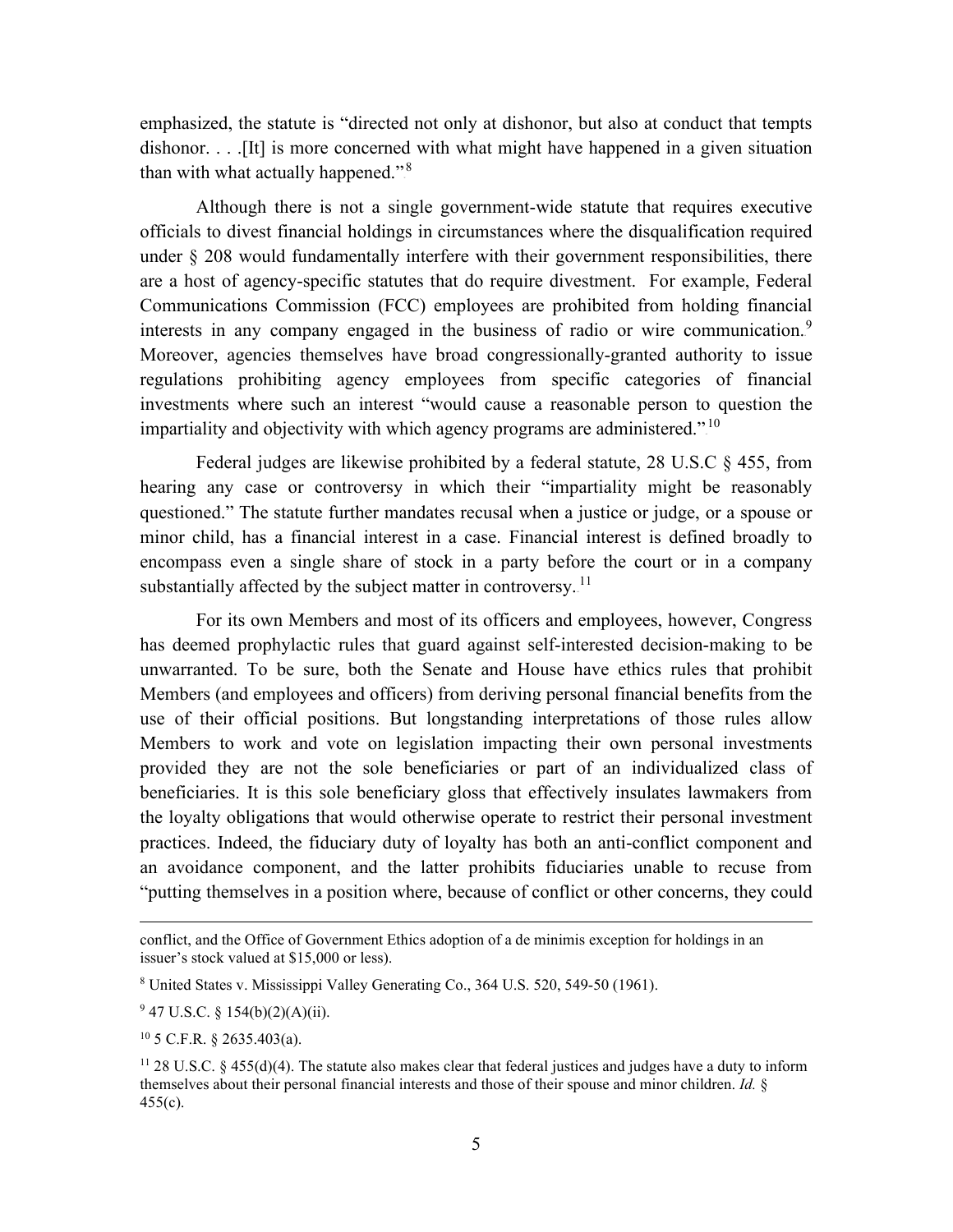emphasized, the statute is "directed not only at dishonor, but also at conduct that tempts dishonor. . . .[It] is more concerned with what might have happened in a given situation than with what actually happened."[8]

Although there is not a single government-wide statute that requires executive officials to divest financial holdings in circumstances where the disqualification required under § 208 would fundamentally interfere with their government responsibilities, there are a host of agency-specific statutes that do require divestment. For example, Federal Communications Commission (FCC) employees are prohibited from holding financial interests in any company engaged in the business of radio or wire communication.[9] Moreover, agencies themselves have broad congressionally-granted authority to issue regulations prohibiting agency employees from specific categories of financial investments where such an interest "would cause a reasonable person to question the impartiality and objectivity with which agency programs are administered."[10]

Federal judges are likewise prohibited by a federal statute, 28 U.S.C § 455, from hearing any case or controversy in which their "impartiality might be reasonably questioned." The statute further mandates recusal when a justice or judge, or a spouse or minor child, has a financial interest in a case. Financial interest is defined broadly to encompass even a single share of stock in a party before the court or in a company substantially affected by the subject matter in controversy.[11]

For its own Members and most of its officers and employees, however, Congress has deemed prophylactic rules that guard against self-interested decision-making to be unwarranted. To be sure, both the Senate and House have ethics rules that prohibit Members (and employees and officers) from deriving personal financial benefits from the use of their official positions. But longstanding interpretations of those rules allow Members to work and vote on legislation impacting their own personal investments provided they are not the sole beneficiaries or part of an individualized class of beneficiaries. It is this sole beneficiary gloss that effectively insulates lawmakers from the loyalty obligations that would otherwise operate to restrict their personal investment practices. Indeed, the fiduciary duty of loyalty has both an anti-conflict component and an avoidance component, and the latter prohibits fiduciaries unable to recuse from "putting themselves in a position where, because of conflict or other concerns, they could

---

conflict, and the Office of Government Ethics adoption of a de minimis exception for holdings in an issuer's stock valued at $15,000 or less).

[8] United States v. Mississippi Valley Generating Co., 364 U.S. 520, 549-50 (1961).

[9] 47 U.S.C. § 154(b)(2)(A)(ii).

[10] 5 C.F.R. § 2635.403(a).

[11] 28 U.S.C. § 455(d)(4). The statute also makes clear that federal justices and judges have a duty to inform themselves about their personal financial interests and those of their spouse and minor children. *Id.* § 455(c).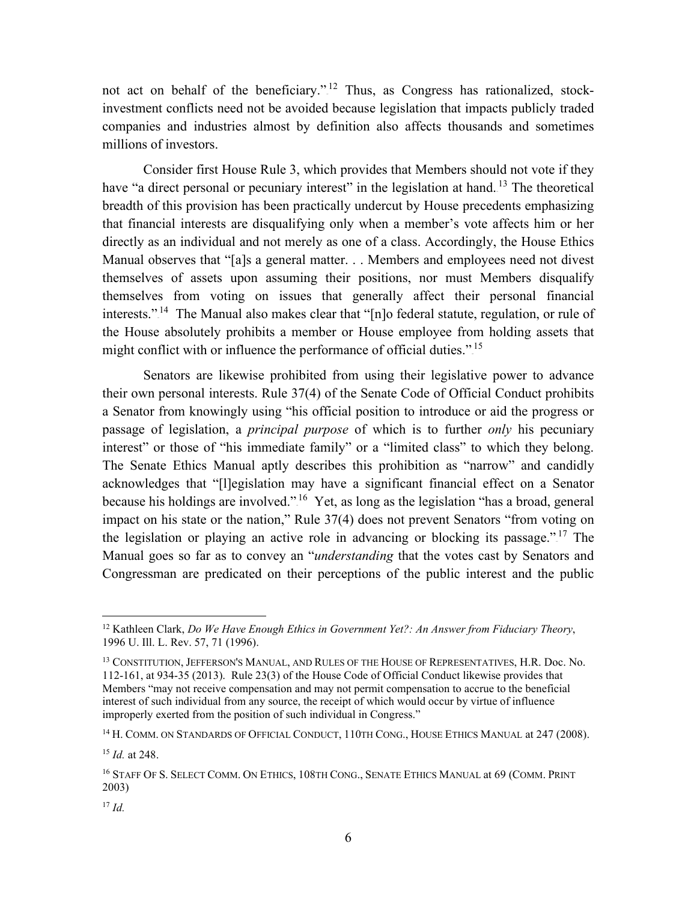not act on behalf of the beneficiary."[12] Thus, as Congress has rationalized, stock-investment conflicts need not be avoided because legislation that impacts publicly traded companies and industries almost by definition also affects thousands and sometimes millions of investors.

Consider first House Rule 3, which provides that Members should not vote if they have "a direct personal or pecuniary interest" in the legislation at hand.[13] The theoretical breadth of this provision has been practically undercut by House precedents emphasizing that financial interests are disqualifying only when a member's vote affects him or her directly as an individual and not merely as one of a class. Accordingly, the House Ethics Manual observes that "[a]s a general matter. . . Members and employees need not divest themselves of assets upon assuming their positions, nor must Members disqualify themselves from voting on issues that generally affect their personal financial interests."[14] The Manual also makes clear that "[n]o federal statute, regulation, or rule of the House absolutely prohibits a member or House employee from holding assets that might conflict with or influence the performance of official duties."[15]

Senators are likewise prohibited from using their legislative power to advance their own personal interests. Rule 37(4) of the Senate Code of Official Conduct prohibits a Senator from knowingly using "his official position to introduce or aid the progress or passage of legislation, a *principal purpose* of which is to further *only* his pecuniary interest" or those of "his immediate family" or a "limited class" to which they belong. The Senate Ethics Manual aptly describes this prohibition as "narrow" and candidly acknowledges that "[l]egislation may have a significant financial effect on a Senator because his holdings are involved."[16] Yet, as long as the legislation "has a broad, general impact on his state or the nation," Rule 37(4) does not prevent Senators "from voting on the legislation or playing an active role in advancing or blocking its passage."[17] The Manual goes so far as to convey an "*understanding* that the votes cast by Senators and Congressman are predicated on their perceptions of the public interest and the public

---

[12] Kathleen Clark, *Do We Have Enough Ethics in Government Yet?: An Answer from Fiduciary Theory*, 1996 U. Ill. L. Rev. 57, 71 (1996).

[13] CONSTITUTION, JEFFERSON'S MANUAL, AND RULES OF THE HOUSE OF REPRESENTATIVES, H.R. Doc. No. 112-161, at 934-35 (2013). Rule 23(3) of the House Code of Official Conduct likewise provides that Members "may not receive compensation and may not permit compensation to accrue to the beneficial interest of such individual from any source, the receipt of which would occur by virtue of influence improperly exerted from the position of such individual in Congress."

[14] H. COMM. ON STANDARDS OF OFFICIAL CONDUCT, 110TH CONG., HOUSE ETHICS MANUAL at 247 (2008).

[15] *Id.* at 248.

[16] STAFF OF S. SELECT COMM. ON ETHICS, 108TH CONG., SENATE ETHICS MANUAL at 69 (COMM. PRINT 2003)

[17] *Id.*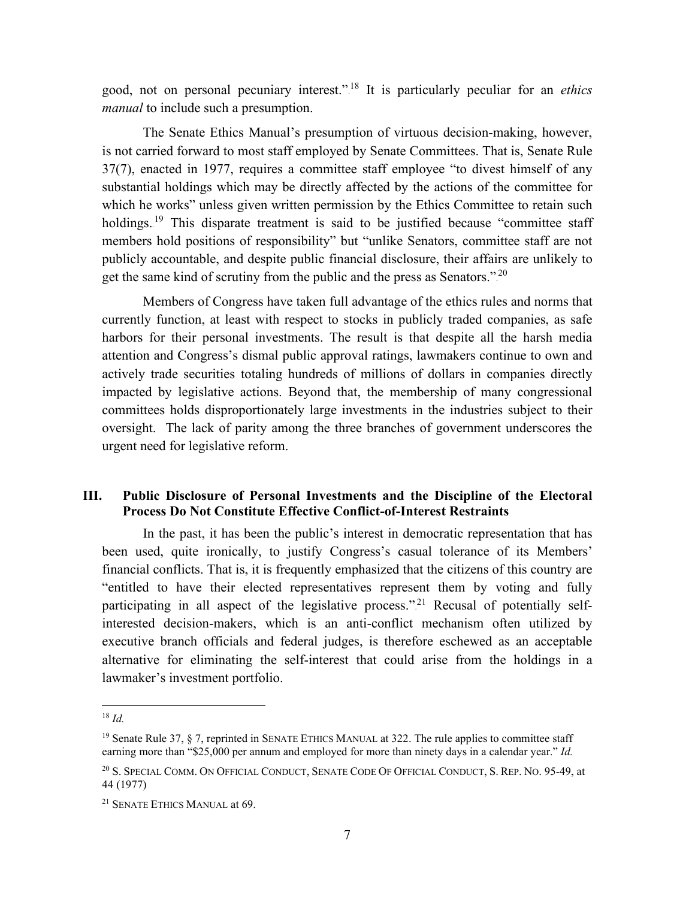good, not on personal pecuniary interest."[18] It is particularly peculiar for an *ethics manual* to include such a presumption.

The Senate Ethics Manual's presumption of virtuous decision-making, however, is not carried forward to most staff employed by Senate Committees. That is, Senate Rule 37(7), enacted in 1977, requires a committee staff employee "to divest himself of any substantial holdings which may be directly affected by the actions of the committee for which he works" unless given written permission by the Ethics Committee to retain such holdings.[19] This disparate treatment is said to be justified because "committee staff members hold positions of responsibility" but "unlike Senators, committee staff are not publicly accountable, and despite public financial disclosure, their affairs are unlikely to get the same kind of scrutiny from the public and the press as Senators."[20]

Members of Congress have taken full advantage of the ethics rules and norms that currently function, at least with respect to stocks in publicly traded companies, as safe harbors for their personal investments. The result is that despite all the harsh media attention and Congress's dismal public approval ratings, lawmakers continue to own and actively trade securities totaling hundreds of millions of dollars in companies directly impacted by legislative actions. Beyond that, the membership of many congressional committees holds disproportionately large investments in the industries subject to their oversight. The lack of parity among the three branches of government underscores the urgent need for legislative reform.

## III. Public Disclosure of Personal Investments and the Discipline of the Electoral Process Do Not Constitute Effective Conflict-of-Interest Restraints

In the past, it has been the public's interest in democratic representation that has been used, quite ironically, to justify Congress's casual tolerance of its Members' financial conflicts. That is, it is frequently emphasized that the citizens of this country are "entitled to have their elected representatives represent them by voting and fully participating in all aspect of the legislative process."[21] Recusal of potentially self-interested decision-makers, which is an anti-conflict mechanism often utilized by executive branch officials and federal judges, is therefore eschewed as an acceptable alternative for eliminating the self-interest that could arise from the holdings in a lawmaker's investment portfolio.

---

[18] *Id.*

[19] Senate Rule 37, § 7, reprinted in SENATE ETHICS MANUAL at 322. The rule applies to committee staff earning more than "$25,000 per annum and employed for more than ninety days in a calendar year." *Id.*

[20] S. SPECIAL COMM. ON OFFICIAL CONDUCT, SENATE CODE OF OFFICIAL CONDUCT, S. REP. NO. 95-49, at 44 (1977)

[21] SENATE ETHICS MANUAL at 69.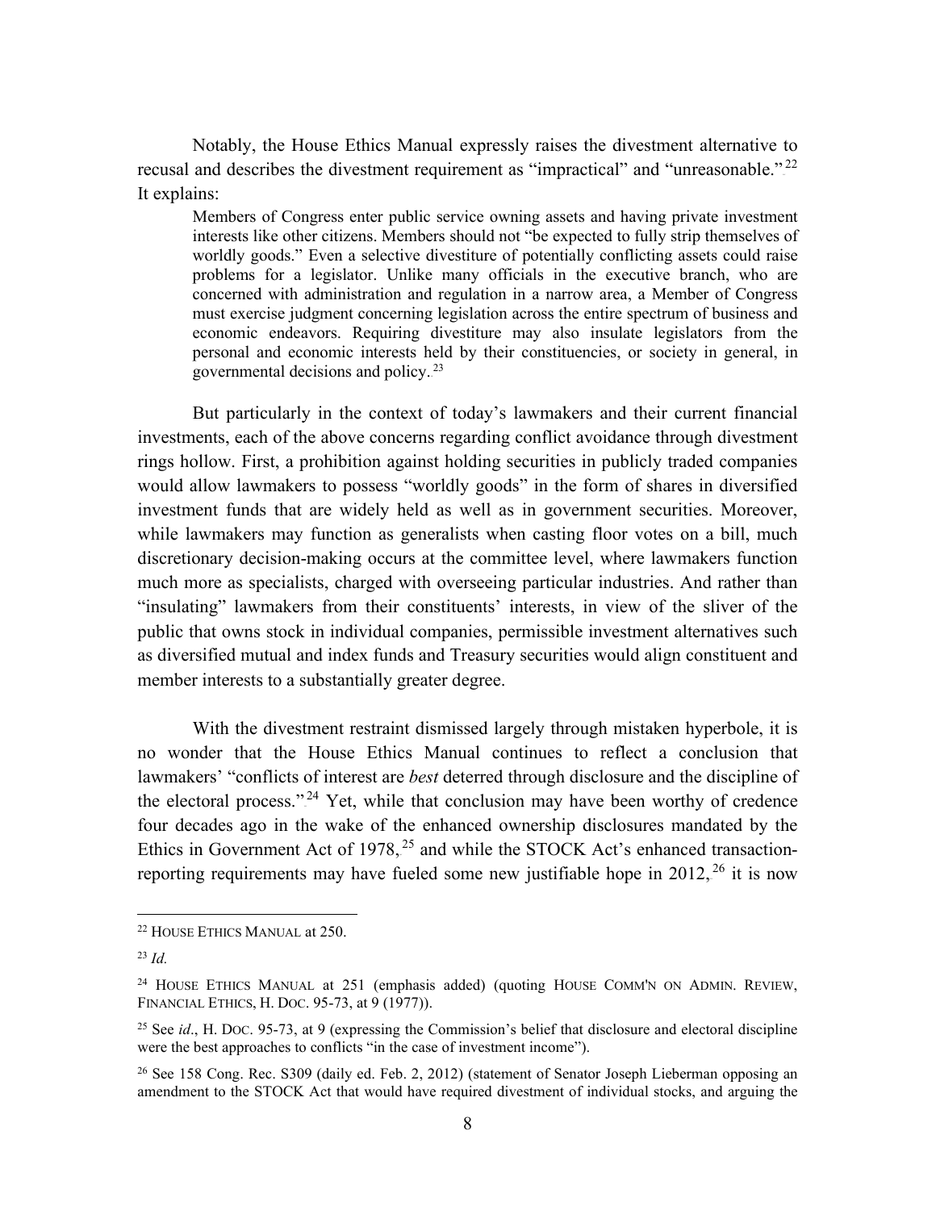Notably, the House Ethics Manual expressly raises the divestment alternative to recusal and describes the divestment requirement as "impractical" and "unreasonable."[22] It explains:

> Members of Congress enter public service owning assets and having private investment interests like other citizens. Members should not "be expected to fully strip themselves of worldly goods." Even a selective divestiture of potentially conflicting assets could raise problems for a legislator. Unlike many officials in the executive branch, who are concerned with administration and regulation in a narrow area, a Member of Congress must exercise judgment concerning legislation across the entire spectrum of business and economic endeavors. Requiring divestiture may also insulate legislators from the personal and economic interests held by their constituencies, or society in general, in governmental decisions and policy.[23]

But particularly in the context of today's lawmakers and their current financial investments, each of the above concerns regarding conflict avoidance through divestment rings hollow. First, a prohibition against holding securities in publicly traded companies would allow lawmakers to possess "worldly goods" in the form of shares in diversified investment funds that are widely held as well as in government securities. Moreover, while lawmakers may function as generalists when casting floor votes on a bill, much discretionary decision-making occurs at the committee level, where lawmakers function much more as specialists, charged with overseeing particular industries. And rather than "insulating" lawmakers from their constituents' interests, in view of the sliver of the public that owns stock in individual companies, permissible investment alternatives such as diversified mutual and index funds and Treasury securities would align constituent and member interests to a substantially greater degree.

With the divestment restraint dismissed largely through mistaken hyperbole, it is no wonder that the House Ethics Manual continues to reflect a conclusion that lawmakers' "conflicts of interest are *best* deterred through disclosure and the discipline of the electoral process."[24] Yet, while that conclusion may have been worthy of credence four decades ago in the wake of the enhanced ownership disclosures mandated by the Ethics in Government Act of 1978,[25] and while the STOCK Act's enhanced transaction-reporting requirements may have fueled some new justifiable hope in 2012,[26] it is now

---

[22] HOUSE ETHICS MANUAL at 250.

[23] *Id.*

[24] HOUSE ETHICS MANUAL at 251 (emphasis added) (quoting HOUSE COMM'N ON ADMIN. REVIEW, FINANCIAL ETHICS, H. DOC. 95-73, at 9 (1977)).

[25] See *id*., H. DOC. 95-73, at 9 (expressing the Commission's belief that disclosure and electoral discipline were the best approaches to conflicts "in the case of investment income").

[26] See 158 Cong. Rec. S309 (daily ed. Feb. 2, 2012) (statement of Senator Joseph Lieberman opposing an amendment to the STOCK Act that would have required divestment of individual stocks, and arguing the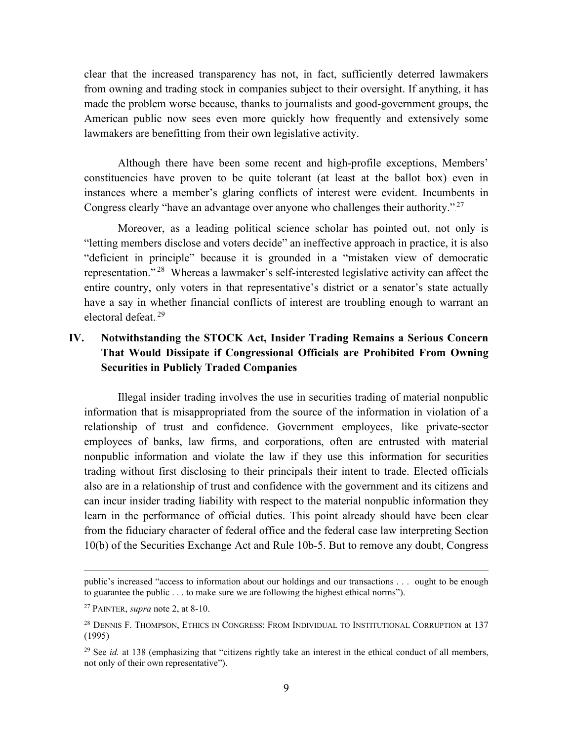clear that the increased transparency has not, in fact, sufficiently deterred lawmakers from owning and trading stock in companies subject to their oversight. If anything, it has made the problem worse because, thanks to journalists and good-government groups, the American public now sees even more quickly how frequently and extensively some lawmakers are benefitting from their own legislative activity.

Although there have been some recent and high-profile exceptions, Members' constituencies have proven to be quite tolerant (at least at the ballot box) even in instances where a member's glaring conflicts of interest were evident. Incumbents in Congress clearly "have an advantage over anyone who challenges their authority."[27]

Moreover, as a leading political science scholar has pointed out, not only is "letting members disclose and voters decide" an ineffective approach in practice, it is also "deficient in principle" because it is grounded in a "mistaken view of democratic representation."[28] Whereas a lawmaker's self-interested legislative activity can affect the entire country, only voters in that representative's district or a senator's state actually have a say in whether financial conflicts of interest are troubling enough to warrant an electoral defeat.[29]

## IV. Notwithstanding the STOCK Act, Insider Trading Remains a Serious Concern That Would Dissipate if Congressional Officials are Prohibited From Owning Securities in Publicly Traded Companies

Illegal insider trading involves the use in securities trading of material nonpublic information that is misappropriated from the source of the information in violation of a relationship of trust and confidence. Government employees, like private-sector employees of banks, law firms, and corporations, often are entrusted with material nonpublic information and violate the law if they use this information for securities trading without first disclosing to their principals their intent to trade. Elected officials also are in a relationship of trust and confidence with the government and its citizens and can incur insider trading liability with respect to the material nonpublic information they learn in the performance of official duties. This point already should have been clear from the fiduciary character of federal office and the federal case law interpreting Section 10(b) of the Securities Exchange Act and Rule 10b-5. But to remove any doubt, Congress

---

public's increased "access to information about our holdings and our transactions . . . ought to be enough to guarantee the public . . . to make sure we are following the highest ethical norms").

[27] PAINTER, *supra* note 2, at 8-10.

[28] DENNIS F. THOMPSON, ETHICS IN CONGRESS: FROM INDIVIDUAL TO INSTITUTIONAL CORRUPTION at 137 (1995)

[29] See *id.* at 138 (emphasizing that "citizens rightly take an interest in the ethical conduct of all members, not only of their own representative").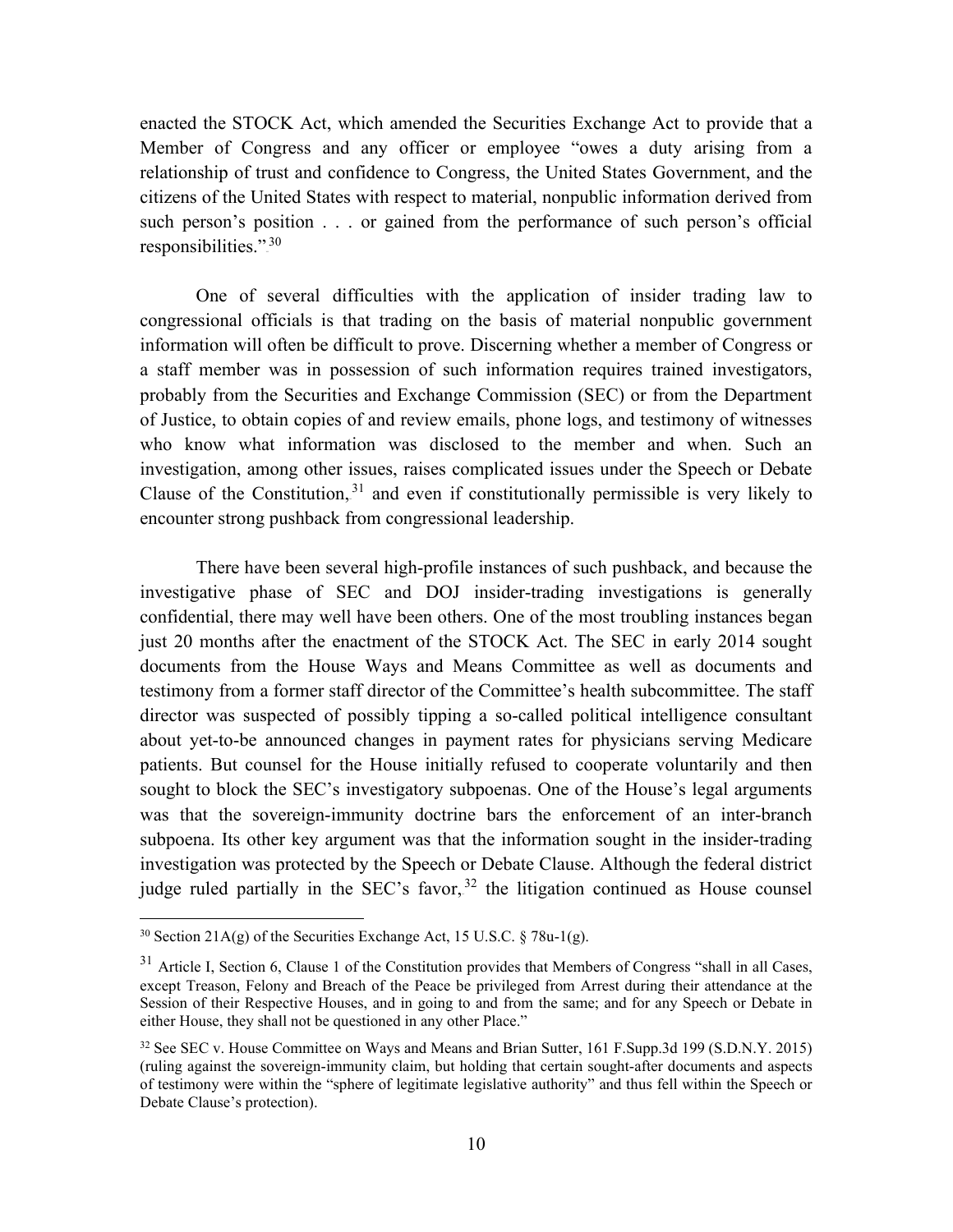enacted the STOCK Act, which amended the Securities Exchange Act to provide that a Member of Congress and any officer or employee "owes a duty arising from a relationship of trust and confidence to Congress, the United States Government, and the citizens of the United States with respect to material, nonpublic information derived from such person's position . . . or gained from the performance of such person's official responsibilities."[30]

One of several difficulties with the application of insider trading law to congressional officials is that trading on the basis of material nonpublic government information will often be difficult to prove. Discerning whether a member of Congress or a staff member was in possession of such information requires trained investigators, probably from the Securities and Exchange Commission (SEC) or from the Department of Justice, to obtain copies of and review emails, phone logs, and testimony of witnesses who know what information was disclosed to the member and when. Such an investigation, among other issues, raises complicated issues under the Speech or Debate Clause of the Constitution,[31] and even if constitutionally permissible is very likely to encounter strong pushback from congressional leadership.

There have been several high-profile instances of such pushback, and because the investigative phase of SEC and DOJ insider-trading investigations is generally confidential, there may well have been others. One of the most troubling instances began just 20 months after the enactment of the STOCK Act. The SEC in early 2014 sought documents from the House Ways and Means Committee as well as documents and testimony from a former staff director of the Committee's health subcommittee. The staff director was suspected of possibly tipping a so-called political intelligence consultant about yet-to-be announced changes in payment rates for physicians serving Medicare patients. But counsel for the House initially refused to cooperate voluntarily and then sought to block the SEC's investigatory subpoenas. One of the House's legal arguments was that the sovereign-immunity doctrine bars the enforcement of an inter-branch subpoena. Its other key argument was that the information sought in the insider-trading investigation was protected by the Speech or Debate Clause. Although the federal district judge ruled partially in the SEC's favor,[32] the litigation continued as House counsel

---

[30] Section 21A(g) of the Securities Exchange Act, 15 U.S.C. § 78u-1(g).

[31] Article I, Section 6, Clause 1 of the Constitution provides that Members of Congress "shall in all Cases, except Treason, Felony and Breach of the Peace be privileged from Arrest during their attendance at the Session of their Respective Houses, and in going to and from the same; and for any Speech or Debate in either House, they shall not be questioned in any other Place."

[32] See SEC v. House Committee on Ways and Means and Brian Sutter, 161 F.Supp.3d 199 (S.D.N.Y. 2015) (ruling against the sovereign-immunity claim, but holding that certain sought-after documents and aspects of testimony were within the "sphere of legitimate legislative authority" and thus fell within the Speech or Debate Clause's protection).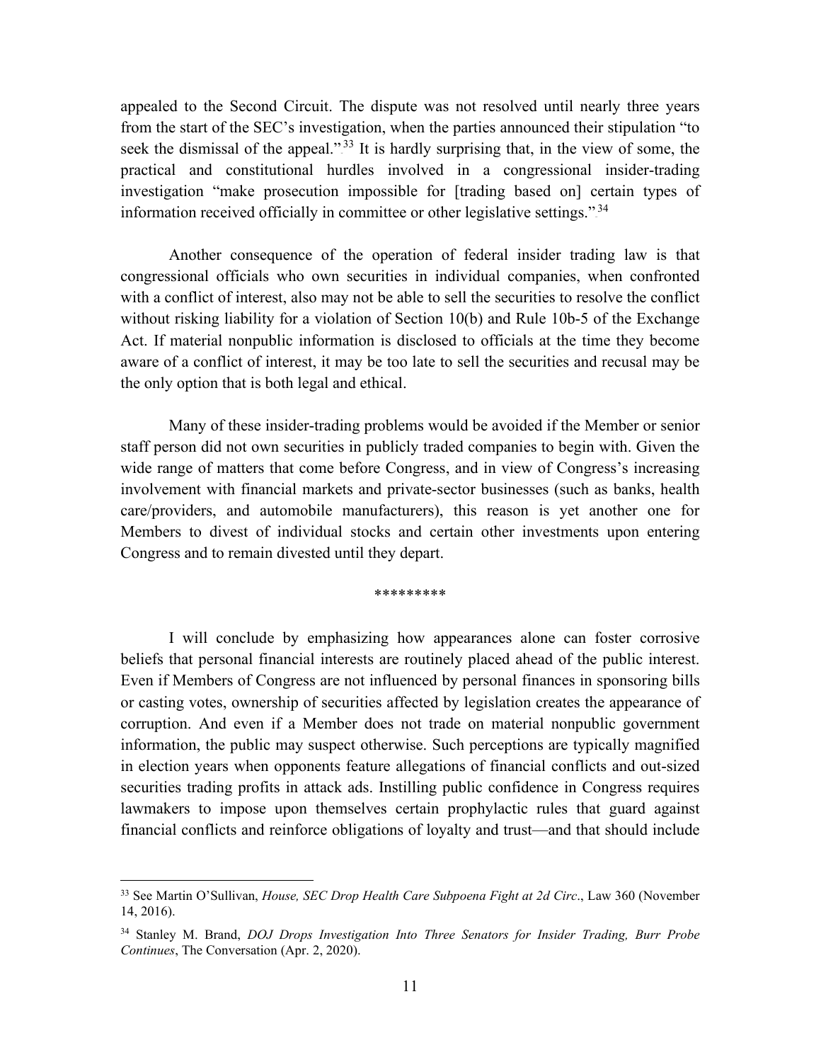appealed to the Second Circuit. The dispute was not resolved until nearly three years from the start of the SEC's investigation, when the parties announced their stipulation "to seek the dismissal of the appeal."[33] It is hardly surprising that, in the view of some, the practical and constitutional hurdles involved in a congressional insider-trading investigation "make prosecution impossible for [trading based on] certain types of information received officially in committee or other legislative settings."[34]

Another consequence of the operation of federal insider trading law is that congressional officials who own securities in individual companies, when confronted with a conflict of interest, also may not be able to sell the securities to resolve the conflict without risking liability for a violation of Section 10(b) and Rule 10b-5 of the Exchange Act. If material nonpublic information is disclosed to officials at the time they become aware of a conflict of interest, it may be too late to sell the securities and recusal may be the only option that is both legal and ethical.

Many of these insider-trading problems would be avoided if the Member or senior staff person did not own securities in publicly traded companies to begin with. Given the wide range of matters that come before Congress, and in view of Congress's increasing involvement with financial markets and private-sector businesses (such as banks, health care/providers, and automobile manufacturers), this reason is yet another one for Members to divest of individual stocks and certain other investments upon entering Congress and to remain divested until they depart.

*********

I will conclude by emphasizing how appearances alone can foster corrosive beliefs that personal financial interests are routinely placed ahead of the public interest. Even if Members of Congress are not influenced by personal finances in sponsoring bills or casting votes, ownership of securities affected by legislation creates the appearance of corruption. And even if a Member does not trade on material nonpublic government information, the public may suspect otherwise. Such perceptions are typically magnified in election years when opponents feature allegations of financial conflicts and out-sized securities trading profits in attack ads. Instilling public confidence in Congress requires lawmakers to impose upon themselves certain prophylactic rules that guard against financial conflicts and reinforce obligations of loyalty and trust—and that should include

---

[33] See Martin O'Sullivan, *House, SEC Drop Health Care Subpoena Fight at 2d Circ*., Law 360 (November 14, 2016).

[34] Stanley M. Brand, *DOJ Drops Investigation Into Three Senators for Insider Trading, Burr Probe Continues*, The Conversation (Apr. 2, 2020).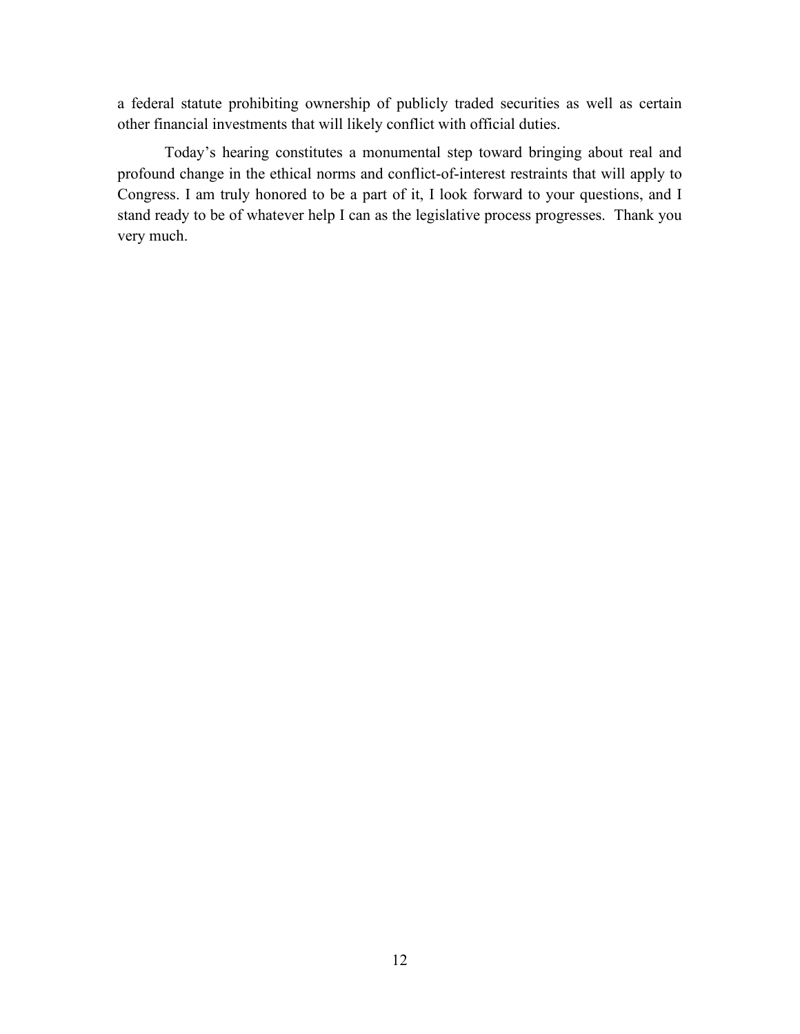a federal statute prohibiting ownership of publicly traded securities as well as certain other financial investments that will likely conflict with official duties.

Today's hearing constitutes a monumental step toward bringing about real and profound change in the ethical norms and conflict-of-interest restraints that will apply to Congress. I am truly honored to be a part of it, I look forward to your questions, and I stand ready to be of whatever help I can as the legislative process progresses. Thank you very much.